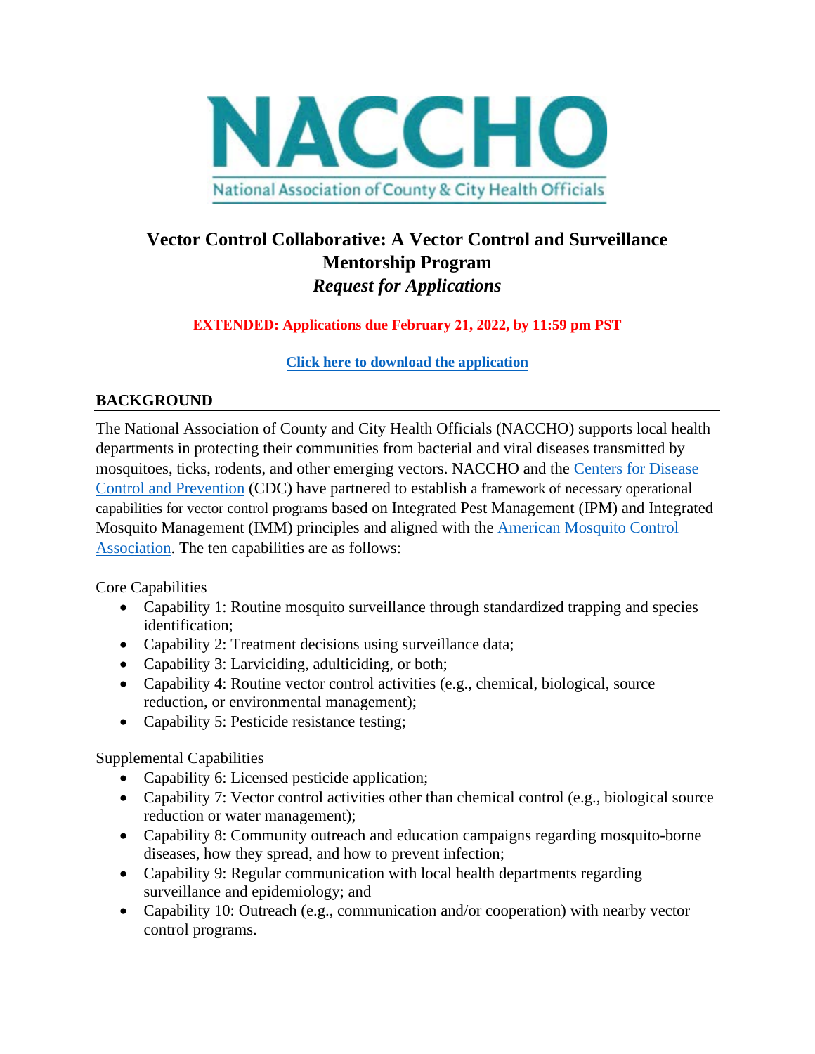# Vector Control Collaborative: A Vector Control and Surveillance Mentorship Program

*Request for Applications*

**EXTENDED: Applications due February 21, 2022, by 11:59 pm PST**

**Click here to download the application**

## BACKGROUND

The National Association of County and City Health Officials (NACCHO) supports local health departments in protecting their communities from bacterial and viral diseases transmitted by mosquitoes, ticks, rodents, and other emerging vectors. NACCHO and the Centers for Disease Control and Prevention (CDC) have partnered to establish a framework of necessary operational capabilities for vector control programs based on Integrated Pest Management (IPM) and Integrated Mosquito Management (IMM) principles and aligned with the American Mosquito Control Association. The ten capabilities are as follows:

Core Capabilities

- Capability 1: Routine mosquito surveillance through standardized trapping and species identification;
- Capability 2: Treatment decisions using surveillance data;
- Capability 3: Larviciding, adulticiding, or both;
- Capability 4: Routine vector control activities (e.g., chemical, biological, source reduction, or environmental management);
- Capability 5: Pesticide resistance testing;

Supplemental Capabilities

- Capability 6: Licensed pesticide application;
- Capability 7: Vector control activities other than chemical control (e.g., biological source reduction or water management);
- Capability 8: Community outreach and education campaigns regarding mosquito-borne diseases, how they spread, and how to prevent infection;
- Capability 9: Regular communication with local health departments regarding surveillance and epidemiology; and
- Capability 10: Outreach (e.g., communication and/or cooperation) with nearby vector control programs.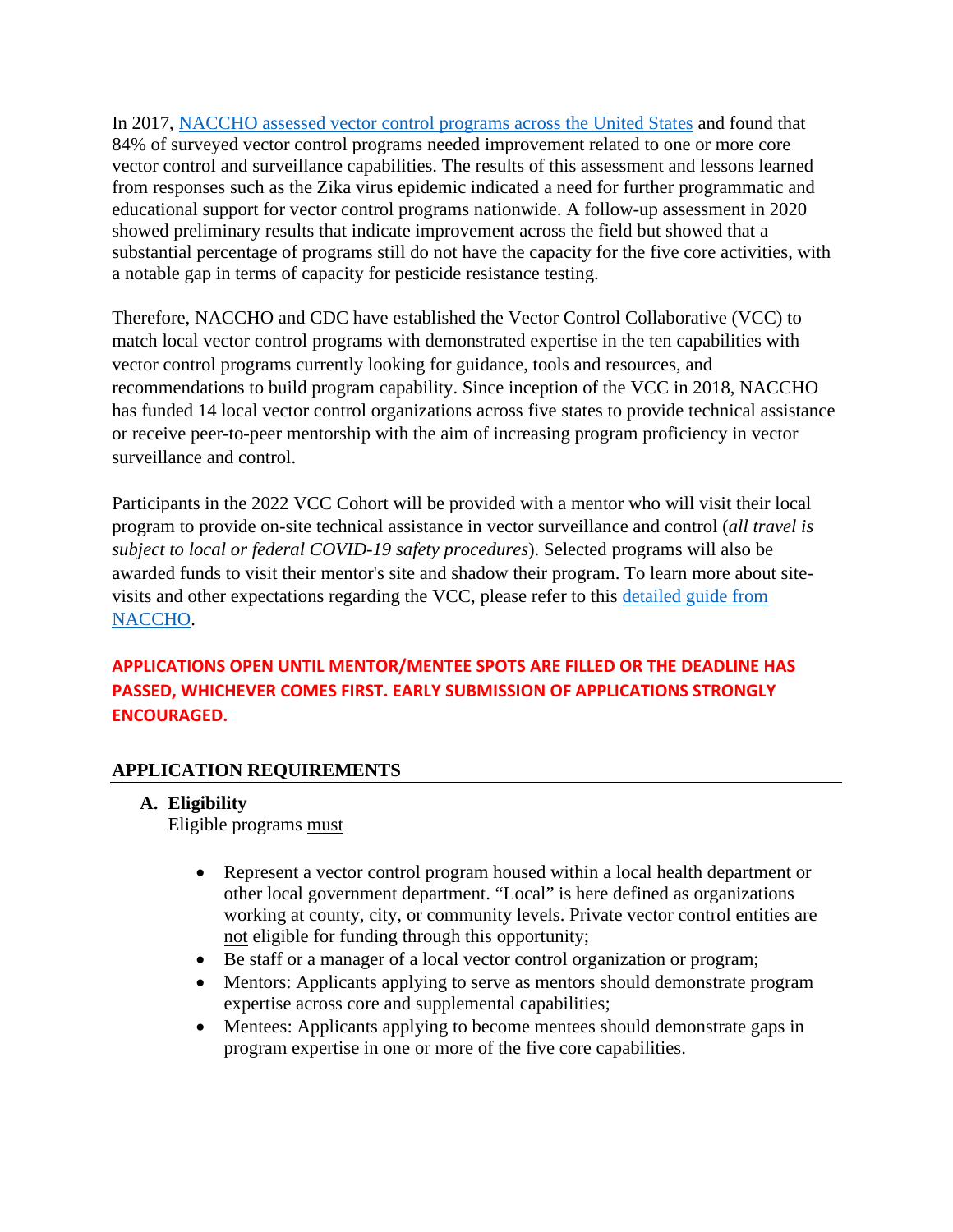In 2017, [NACCHO assessed vector control programs across the United States]() and found that 84% of surveyed vector control programs needed improvement related to one or more core vector control and surveillance capabilities. The results of this assessment and lessons learned from responses such as the Zika virus epidemic indicated a need for further programmatic and educational support for vector control programs nationwide. A follow-up assessment in 2020 showed preliminary results that indicate improvement across the field but showed that a substantial percentage of programs still do not have the capacity for the five core activities, with a notable gap in terms of capacity for pesticide resistance testing.

Therefore, NACCHO and CDC have established the Vector Control Collaborative (VCC) to match local vector control programs with demonstrated expertise in the ten capabilities with vector control programs currently looking for guidance, tools and resources, and recommendations to build program capability. Since inception of the VCC in 2018, NACCHO has funded 14 local vector control organizations across five states to provide technical assistance or receive peer-to-peer mentorship with the aim of increasing program proficiency in vector surveillance and control.

Participants in the 2022 VCC Cohort will be provided with a mentor who will visit their local program to provide on-site technical assistance in vector surveillance and control (*all travel is subject to local or federal COVID-19 safety procedures*). Selected programs will also be awarded funds to visit their mentor's site and shadow their program. To learn more about site-visits and other expectations regarding the VCC, please refer to this [detailed guide from NACCHO]().

**APPLICATIONS OPEN UNTIL MENTOR/MENTEE SPOTS ARE FILLED OR THE DEADLINE HAS PASSED, WHICHEVER COMES FIRST. EARLY SUBMISSION OF APPLICATIONS STRONGLY ENCOURAGED.**

## APPLICATION REQUIREMENTS

**A. Eligibility**

Eligible programs <u>must</u>

- Represent a vector control program housed within a local health department or other local government department. "Local" is here defined as organizations working at county, city, or community levels. Private vector control entities are <u>not</u> eligible for funding through this opportunity;
- Be staff or a manager of a local vector control organization or program;
- Mentors: Applicants applying to serve as mentors should demonstrate program expertise across core and supplemental capabilities;
- Mentees: Applicants applying to become mentees should demonstrate gaps in program expertise in one or more of the five core capabilities.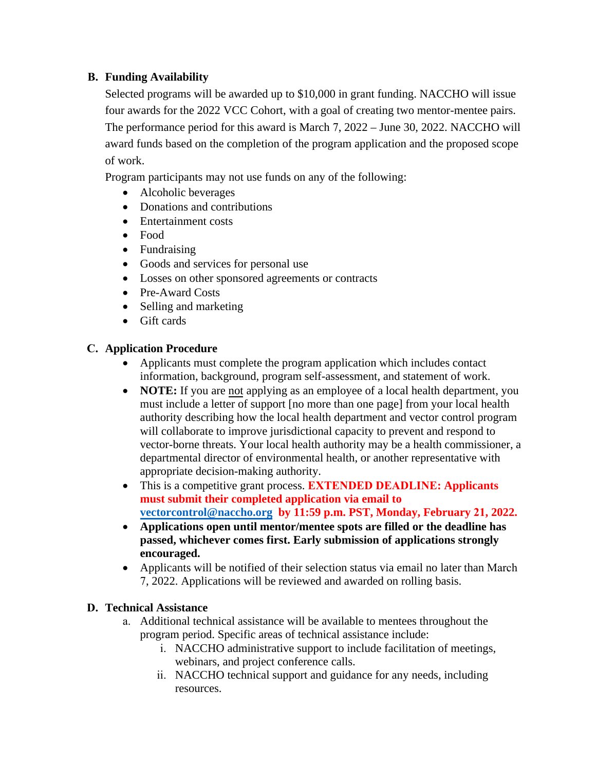## B. Funding Availability

Selected programs will be awarded up to $10,000 in grant funding. NACCHO will issue four awards for the 2022 VCC Cohort, with a goal of creating two mentor-mentee pairs. The performance period for this award is March 7, 2022 – June 30, 2022. NACCHO will award funds based on the completion of the program application and the proposed scope of work.

Program participants may not use funds on any of the following:

- Alcoholic beverages
- Donations and contributions
- Entertainment costs
- Food
- Fundraising
- Goods and services for personal use
- Losses on other sponsored agreements or contracts
- Pre-Award Costs
- Selling and marketing
- Gift cards

## C. Application Procedure

- Applicants must complete the program application which includes contact information, background, program self-assessment, and statement of work.
- **NOTE:** If you are not applying as an employee of a local health department, you must include a letter of support [no more than one page] from your local health authority describing how the local health department and vector control program will collaborate to improve jurisdictional capacity to prevent and respond to vector-borne threats. Your local health authority may be a health commissioner, a departmental director of environmental health, or another representative with appropriate decision-making authority.
- This is a competitive grant process. **EXTENDED DEADLINE: Applicants must submit their completed application via email to vectorcontrol@naccho.org by 11:59 p.m. PST, Monday, February 21, 2022.**
- **Applications open until mentor/mentee spots are filled or the deadline has passed, whichever comes first. Early submission of applications strongly encouraged.**
- Applicants will be notified of their selection status via email no later than March 7, 2022. Applications will be reviewed and awarded on rolling basis.

## D. Technical Assistance

a. Additional technical assistance will be available to mentees throughout the program period. Specific areas of technical assistance include:
   i. NACCHO administrative support to include facilitation of meetings, webinars, and project conference calls.
   ii. NACCHO technical support and guidance for any needs, including resources.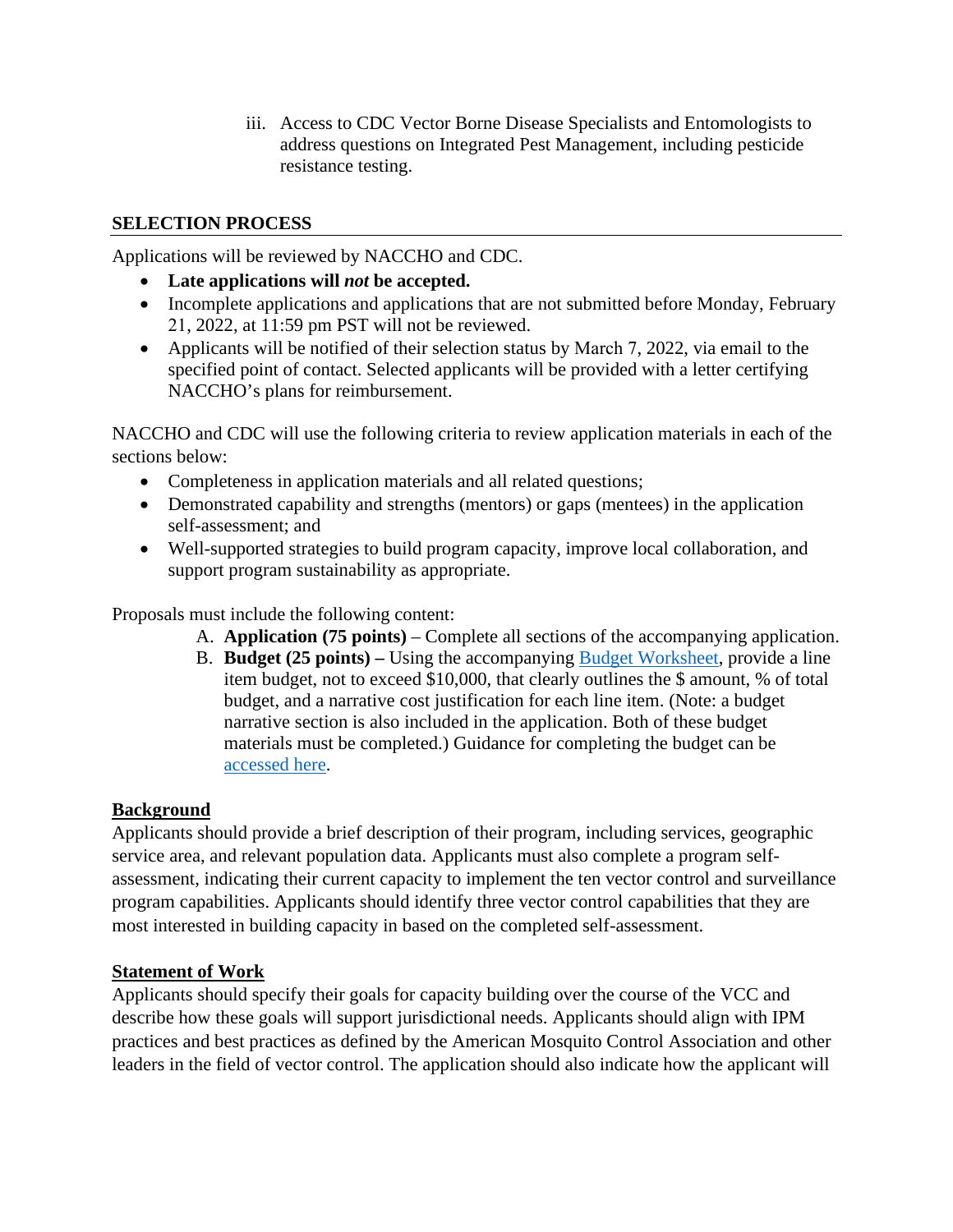iii. Access to CDC Vector Borne Disease Specialists and Entomologists to address questions on Integrated Pest Management, including pesticide resistance testing.

## SELECTION PROCESS

Applications will be reviewed by NACCHO and CDC.

- **Late applications will *not* be accepted.**
- Incomplete applications and applications that are not submitted before Monday, February 21, 2022, at 11:59 pm PST will not be reviewed.
- Applicants will be notified of their selection status by March 7, 2022, via email to the specified point of contact. Selected applicants will be provided with a letter certifying NACCHO's plans for reimbursement.

NACCHO and CDC will use the following criteria to review application materials in each of the sections below:

- Completeness in application materials and all related questions;
- Demonstrated capability and strengths (mentors) or gaps (mentees) in the application self-assessment; and
- Well-supported strategies to build program capacity, improve local collaboration, and support program sustainability as appropriate.

Proposals must include the following content:

A. **Application (75 points)** – Complete all sections of the accompanying application.
B. **Budget (25 points) –** Using the accompanying Budget Worksheet, provide a line item budget, not to exceed $10,000, that clearly outlines the $ amount, % of total budget, and a narrative cost justification for each line item. (Note: a budget narrative section is also included in the application. Both of these budget materials must be completed.) Guidance for completing the budget can be accessed here.

### Background

Applicants should provide a brief description of their program, including services, geographic service area, and relevant population data. Applicants must also complete a program self-assessment, indicating their current capacity to implement the ten vector control and surveillance program capabilities. Applicants should identify three vector control capabilities that they are most interested in building capacity in based on the completed self-assessment.

### Statement of Work

Applicants should specify their goals for capacity building over the course of the VCC and describe how these goals will support jurisdictional needs. Applicants should align with IPM practices and best practices as defined by the American Mosquito Control Association and other leaders in the field of vector control. The application should also indicate how the applicant will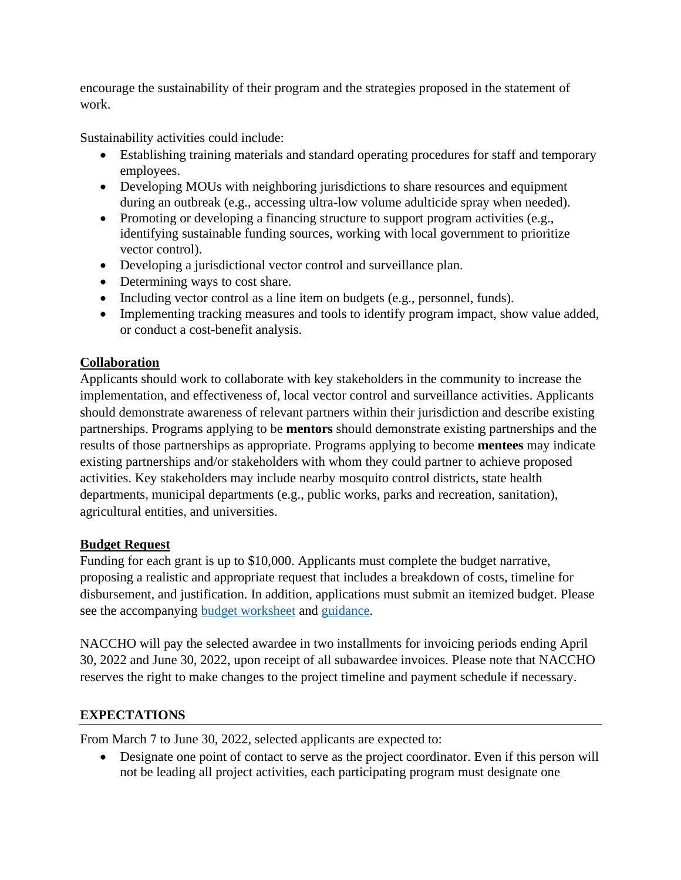encourage the sustainability of their program and the strategies proposed in the statement of work.

Sustainability activities could include:

- Establishing training materials and standard operating procedures for staff and temporary employees.
- Developing MOUs with neighboring jurisdictions to share resources and equipment during an outbreak (e.g., accessing ultra-low volume adulticide spray when needed).
- Promoting or developing a financing structure to support program activities (e.g., identifying sustainable funding sources, working with local government to prioritize vector control).
- Developing a jurisdictional vector control and surveillance plan.
- Determining ways to cost share.
- Including vector control as a line item on budgets (e.g., personnel, funds).
- Implementing tracking measures and tools to identify program impact, show value added, or conduct a cost-benefit analysis.

### Collaboration

Applicants should work to collaborate with key stakeholders in the community to increase the implementation, and effectiveness of, local vector control and surveillance activities. Applicants should demonstrate awareness of relevant partners within their jurisdiction and describe existing partnerships. Programs applying to be **mentors** should demonstrate existing partnerships and the results of those partnerships as appropriate. Programs applying to become **mentees** may indicate existing partnerships and/or stakeholders with whom they could partner to achieve proposed activities. Key stakeholders may include nearby mosquito control districts, state health departments, municipal departments (e.g., public works, parks and recreation, sanitation), agricultural entities, and universities.

### Budget Request

Funding for each grant is up to $10,000. Applicants must complete the budget narrative, proposing a realistic and appropriate request that includes a breakdown of costs, timeline for disbursement, and justification. In addition, applications must submit an itemized budget. Please see the accompanying budget worksheet and guidance.

NACCHO will pay the selected awardee in two installments for invoicing periods ending April 30, 2022 and June 30, 2022, upon receipt of all subawardee invoices. Please note that NACCHO reserves the right to make changes to the project timeline and payment schedule if necessary.

## EXPECTATIONS

From March 7 to June 30, 2022, selected applicants are expected to:

- Designate one point of contact to serve as the project coordinator. Even if this person will not be leading all project activities, each participating program must designate one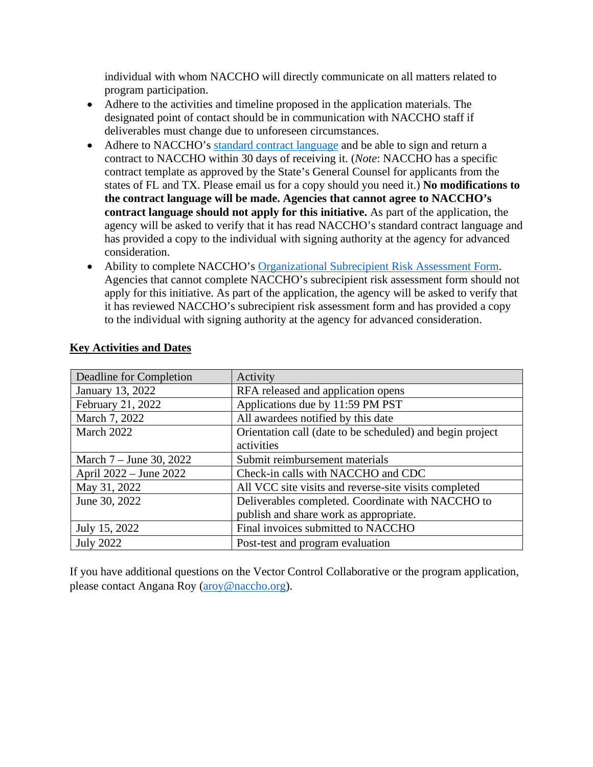individual with whom NACCHO will directly communicate on all matters related to program participation.

- Adhere to the activities and timeline proposed in the application materials. The designated point of contact should be in communication with NACCHO staff if deliverables must change due to unforeseen circumstances.
- Adhere to NACCHO's [standard contract language]() and be able to sign and return a contract to NACCHO within 30 days of receiving it. (*Note*: NACCHO has a specific contract template as approved by the State's General Counsel for applicants from the states of FL and TX. Please email us for a copy should you need it.) **No modifications to the contract language will be made. Agencies that cannot agree to NACCHO's contract language should not apply for this initiative.** As part of the application, the agency will be asked to verify that it has read NACCHO's standard contract language and has provided a copy to the individual with signing authority at the agency for advanced consideration.
- Ability to complete NACCHO's [Organizational Subrecipient Risk Assessment Form](). Agencies that cannot complete NACCHO's subrecipient risk assessment form should not apply for this initiative. As part of the application, the agency will be asked to verify that it has reviewed NACCHO's subrecipient risk assessment form and has provided a copy to the individual with signing authority at the agency for advanced consideration.

## Key Activities and Dates

| Deadline for Completion | Activity |
|---|---|
| January 13, 2022 | RFA released and application opens |
| February 21, 2022 | Applications due by 11:59 PM PST |
| March 7, 2022 | All awardees notified by this date |
| March 2022 | Orientation call (date to be scheduled) and begin project activities |
| March 7 – June 30, 2022 | Submit reimbursement materials |
| April 2022 – June 2022 | Check-in calls with NACCHO and CDC |
| May 31, 2022 | All VCC site visits and reverse-site visits completed |
| June 30, 2022 | Deliverables completed. Coordinate with NACCHO to publish and share work as appropriate. |
| July 15, 2022 | Final invoices submitted to NACCHO |
| July 2022 | Post-test and program evaluation |

If you have additional questions on the Vector Control Collaborative or the program application, please contact Angana Roy (aroy@naccho.org).